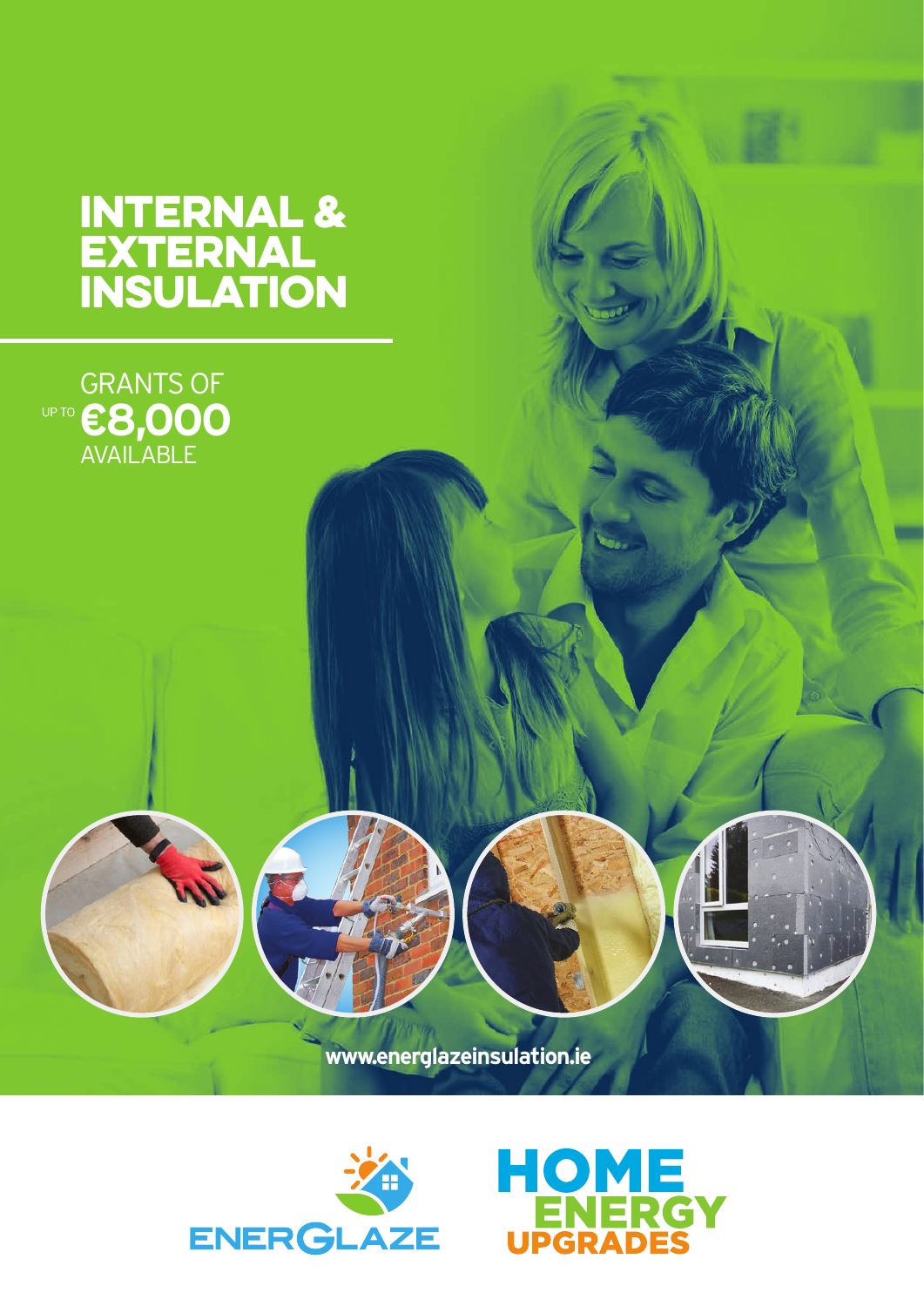# INTERNAL & EXTERNAL INSULATION

GRANTS OF
UP TO **€8,000**
AVAILABLE

www.energlazeinsulation.ie

ENERGLAZE

HOME ENERGY UPGRADES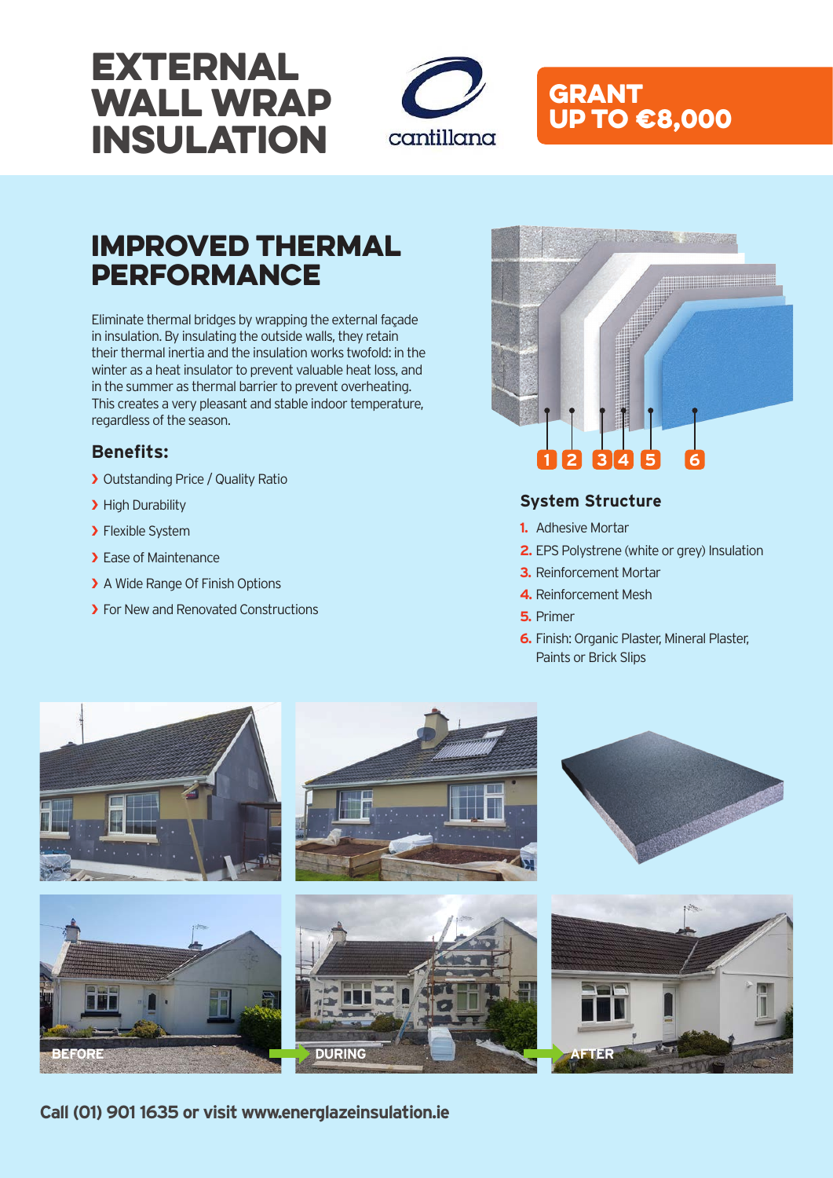# EXTERNAL WALL WRAP INSULATION

cantillana

**GRANT UP TO €8,000**

## IMPROVED THERMAL PERFORMANCE

Eliminate thermal bridges by wrapping the external façade in insulation. By insulating the outside walls, they retain their thermal inertia and the insulation works twofold: in the winter as a heat insulator to prevent valuable heat loss, and in the summer as thermal barrier to prevent overheating. This creates a very pleasant and stable indoor temperature, regardless of the season.

### Benefits:

- Outstanding Price / Quality Ratio
- High Durability
- Flexible System
- Ease of Maintenance
- A Wide Range Of Finish Options
- For New and Renovated Constructions

### System Structure

1. Adhesive Mortar
2. EPS Polystrene (white or grey) Insulation
3. Reinforcement Mortar
4. Reinforcement Mesh
5. Primer
6. Finish: Organic Plaster, Mineral Plaster, Paints or Brick Slips

BEFORE → DURING → AFTER

**Call (01) 901 1635 or visit www.energlazeinsulation.ie**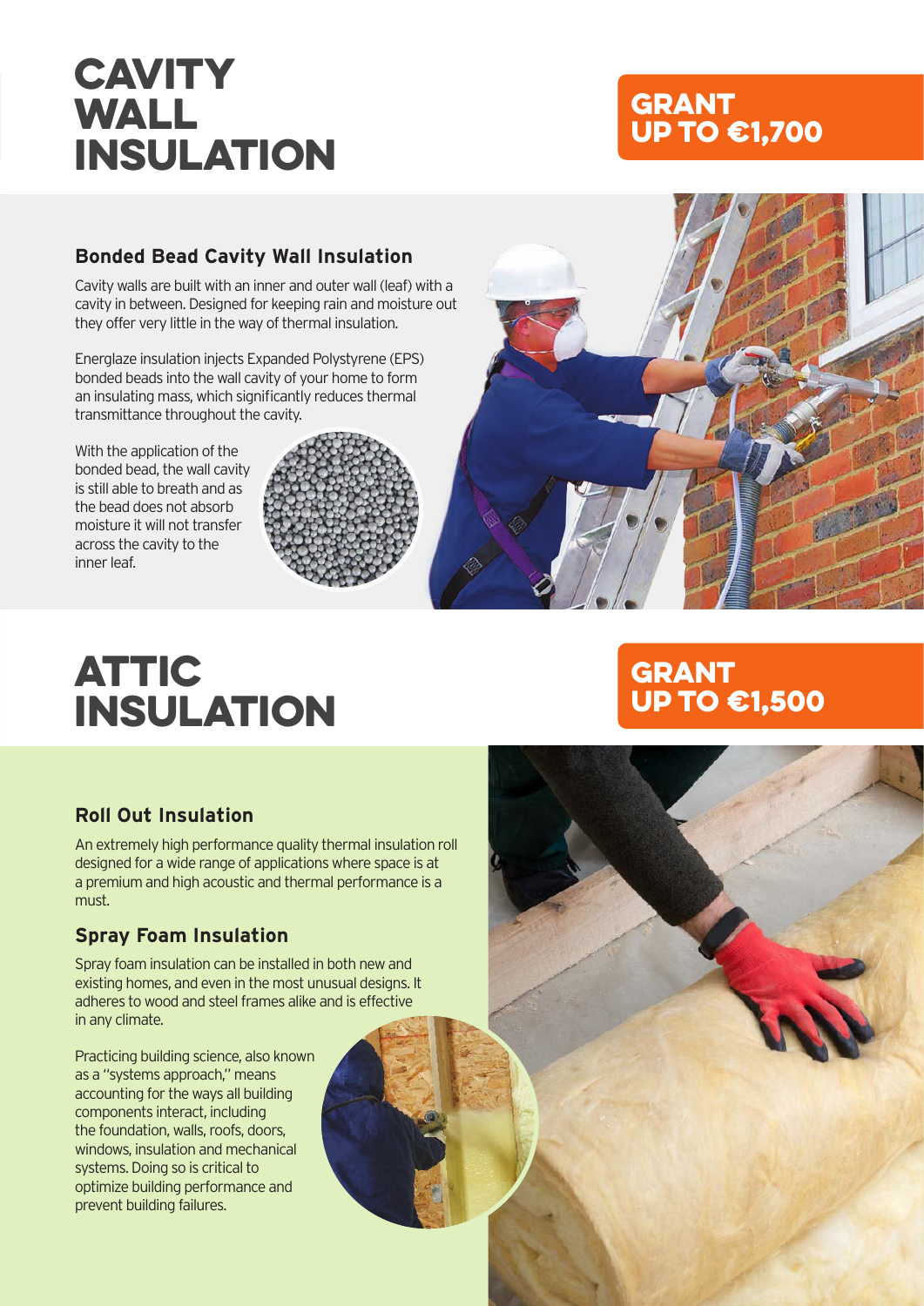# CAVITY WALL INSULATION

**GRANT UP TO €1,700**

### Bonded Bead Cavity Wall Insulation

Cavity walls are built with an inner and outer wall (leaf) with a cavity in between. Designed for keeping rain and moisture out they offer very little in the way of thermal insulation.

Energlaze insulation injects Expanded Polystyrene (EPS) bonded beads into the wall cavity of your home to form an insulating mass, which significantly reduces thermal transmittance throughout the cavity.

With the application of the bonded bead, the wall cavity is still able to breath and as the bead does not absorb moisture it will not transfer across the cavity to the inner leaf.

# ATTIC INSULATION

**GRANT UP TO €1,500**

### Roll Out Insulation

An extremely high performance quality thermal insulation roll designed for a wide range of applications where space is at a premium and high acoustic and thermal performance is a must.

### Spray Foam Insulation

Spray foam insulation can be installed in both new and existing homes, and even in the most unusual designs. It adheres to wood and steel frames alike and is effective in any climate.

Practicing building science, also known as a "systems approach," means accounting for the ways all building components interact, including the foundation, walls, roofs, doors, windows, insulation and mechanical systems. Doing so is critical to optimize building performance and prevent building failures.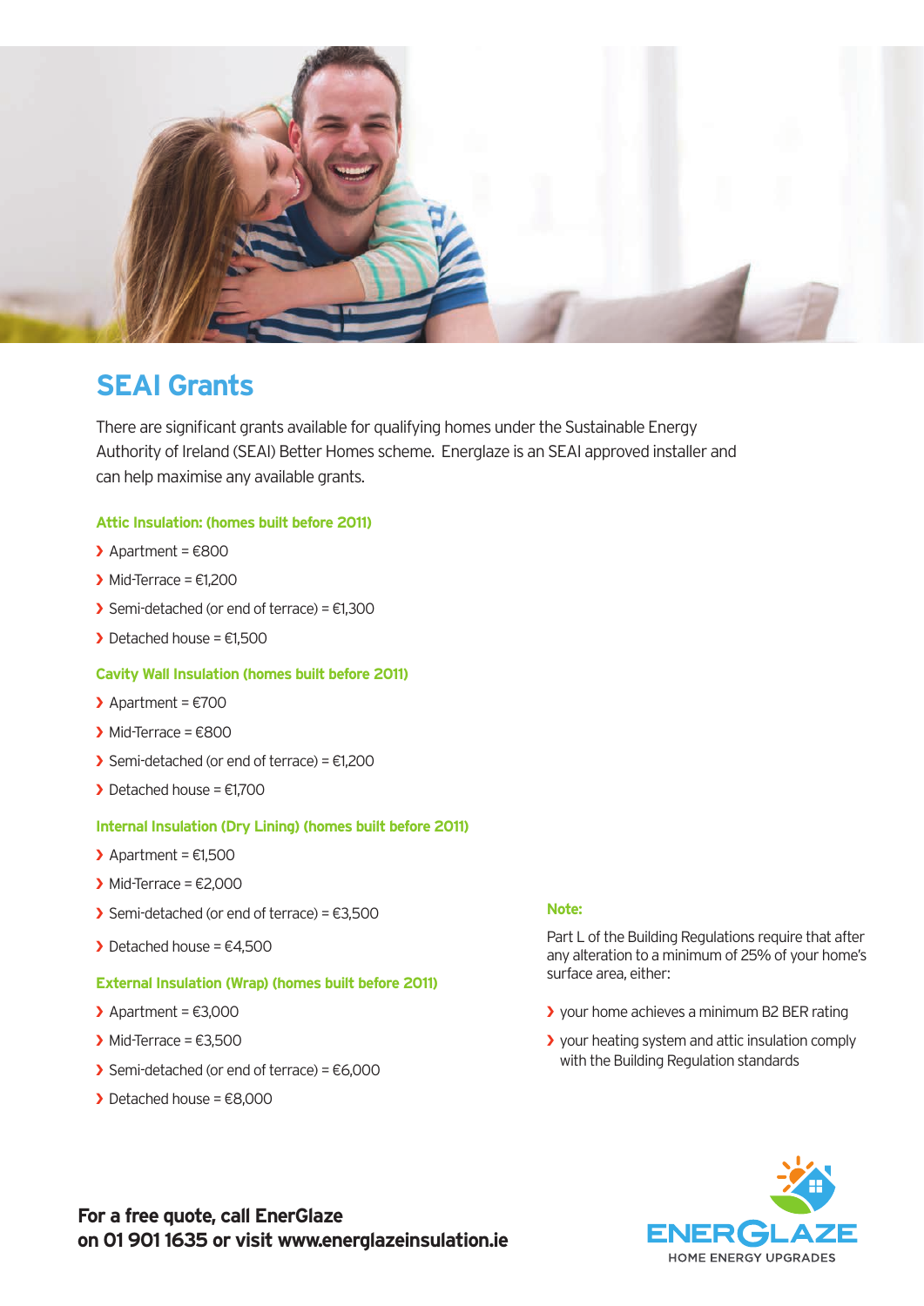## SEAI Grants

There are significant grants available for qualifying homes under the Sustainable Energy Authority of Ireland (SEAI) Better Homes scheme. Energlaze is an SEAI approved installer and can help maximise any available grants.

**Attic Insulation: (homes built before 2011)**

- Apartment = €800
- Mid-Terrace = €1,200
- Semi-detached (or end of terrace) = €1,300
- Detached house = €1,500

**Cavity Wall Insulation (homes built before 2011)**

- Apartment = €700
- Mid-Terrace = €800
- Semi-detached (or end of terrace) = €1,200
- Detached house = €1,700

**Internal Insulation (Dry Lining) (homes built before 2011)**

- Apartment = €1,500
- Mid-Terrace = €2,000
- Semi-detached (or end of terrace) = €3,500
- Detached house = €4,500

**External Insulation (Wrap) (homes built before 2011)**

- Apartment = €3,000
- Mid-Terrace = €3,500
- Semi-detached (or end of terrace) = €6,000
- Detached house = €8,000

**Note:**

Part L of the Building Regulations require that after any alteration to a minimum of 25% of your home's surface area, either:

- your home achieves a minimum B2 BER rating
- your heating system and attic insulation comply with the Building Regulation standards

**For a free quote, call EnerGlaze on 01 901 1635 or visit www.energlazeinsulation.ie**

ENERGLAZE
HOME ENERGY UPGRADES